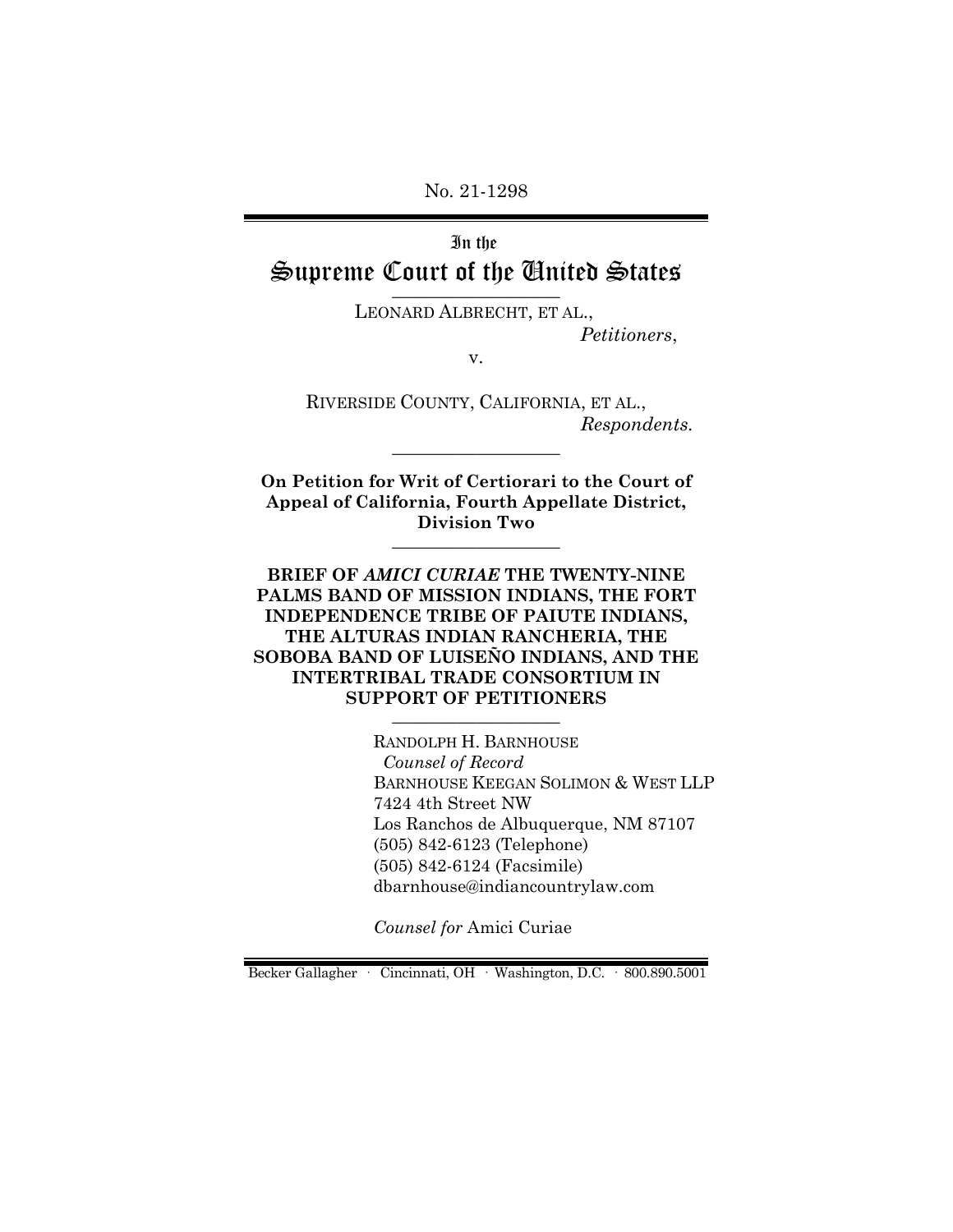No. 21-1298

In the

# Supreme Court of the United States

LEONARD ALBRECHT, ET AL.,

*Petitioners*,

v.

RIVERSIDE COUNTY, CALIFORNIA, ET AL.,

*Respondents.*

**On Petition for Writ of Certiorari to the Court of Appeal of California, Fourth Appellate District, Division Two**

**BRIEF OF *AMICI CURIAE* THE TWENTY-NINE PALMS BAND OF MISSION INDIANS, THE FORT INDEPENDENCE TRIBE OF PAIUTE INDIANS, THE ALTURAS INDIAN RANCHERIA, THE SOBOBA BAND OF LUISEÑO INDIANS, AND THE INTERTRIBAL TRADE CONSORTIUM IN SUPPORT OF PETITIONERS**

RANDOLPH H. BARNHOUSE
*Counsel of Record*
BARNHOUSE KEEGAN SOLIMON & WEST LLP
7424 4th Street NW
Los Ranchos de Albuquerque, NM 87107
(505) 842-6123 (Telephone)
(505) 842-6124 (Facsimile)
dbarnhouse@indiancountrylaw.com

*Counsel for* Amici Curiae

Becker Gallagher · Cincinnati, OH · Washington, D.C. · 800.890.5001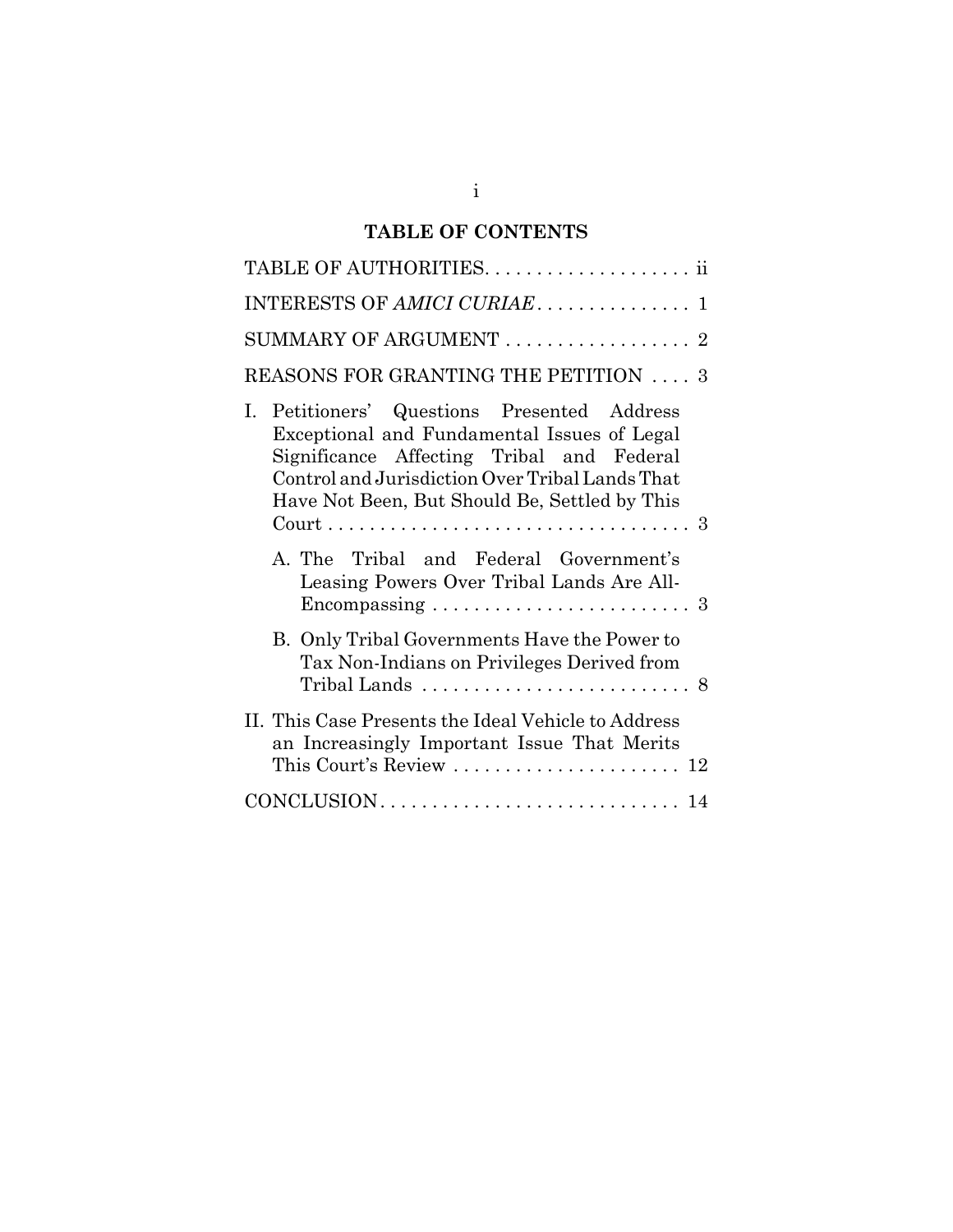# TABLE OF CONTENTS

TABLE OF AUTHORITIES. . . . . . . . . . . . . . . . . . . . ii

INTERESTS OF *AMICI CURIAE*. . . . . . . . . . . . . . . 1

SUMMARY OF ARGUMENT . . . . . . . . . . . . . . . . . . 2

REASONS FOR GRANTING THE PETITION . . . . 3

I. Petitioners' Questions Presented Address Exceptional and Fundamental Issues of Legal Significance Affecting Tribal and Federal Control and Jurisdiction Over Tribal Lands That Have Not Been, But Should Be, Settled by This Court . . . . . . . . . . . . . . . . . . . . . . . . . . . . . . . . . . . . 3

   A. The Tribal and Federal Government's Leasing Powers Over Tribal Lands Are All-Encompassing . . . . . . . . . . . . . . . . . . . . . . . . . 3

   B. Only Tribal Governments Have the Power to Tax Non-Indians on Privileges Derived from Tribal Lands . . . . . . . . . . . . . . . . . . . . . . . . . . 8

II. This Case Presents the Ideal Vehicle to Address an Increasingly Important Issue That Merits This Court's Review . . . . . . . . . . . . . . . . . . . . . . 12

CONCLUSION. . . . . . . . . . . . . . . . . . . . . . . . . . . . . 14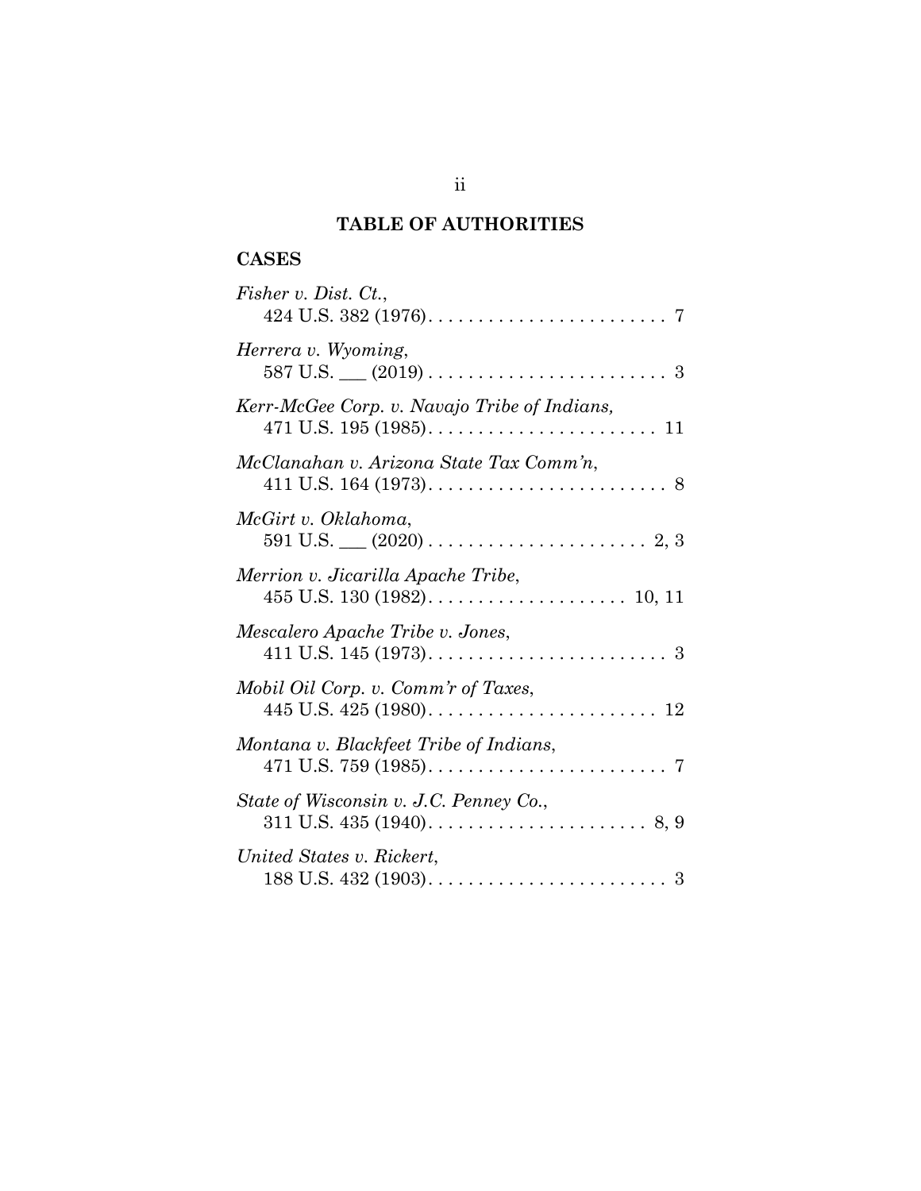## TABLE OF AUTHORITIES

### CASES

*Fisher v. Dist. Ct.*,
424 U.S. 382 (1976). . . . . . . . . . . . . . . . . . . . . . . . 7

*Herrera v. Wyoming*,
587 U.S. ___ (2019) . . . . . . . . . . . . . . . . . . . . . . . . 3

*Kerr-McGee Corp. v. Navajo Tribe of Indians,*
471 U.S. 195 (1985). . . . . . . . . . . . . . . . . . . . . . . 11

*McClanahan v. Arizona State Tax Comm'n*,
411 U.S. 164 (1973). . . . . . . . . . . . . . . . . . . . . . . . 8

*McGirt v. Oklahoma*,
591 U.S. ___ (2020) . . . . . . . . . . . . . . . . . . . . . . 2, 3

*Merrion v. Jicarilla Apache Tribe*,
455 U.S. 130 (1982). . . . . . . . . . . . . . . . . . . . 10, 11

*Mescalero Apache Tribe v. Jones*,
411 U.S. 145 (1973). . . . . . . . . . . . . . . . . . . . . . . . 3

*Mobil Oil Corp. v. Comm'r of Taxes*,
445 U.S. 425 (1980). . . . . . . . . . . . . . . . . . . . . . . 12

*Montana v. Blackfeet Tribe of Indians*,
471 U.S. 759 (1985). . . . . . . . . . . . . . . . . . . . . . . . 7

*State of Wisconsin v. J.C. Penney Co.*,
311 U.S. 435 (1940). . . . . . . . . . . . . . . . . . . . . . 8, 9

*United States v. Rickert*,
188 U.S. 432 (1903). . . . . . . . . . . . . . . . . . . . . . . . 3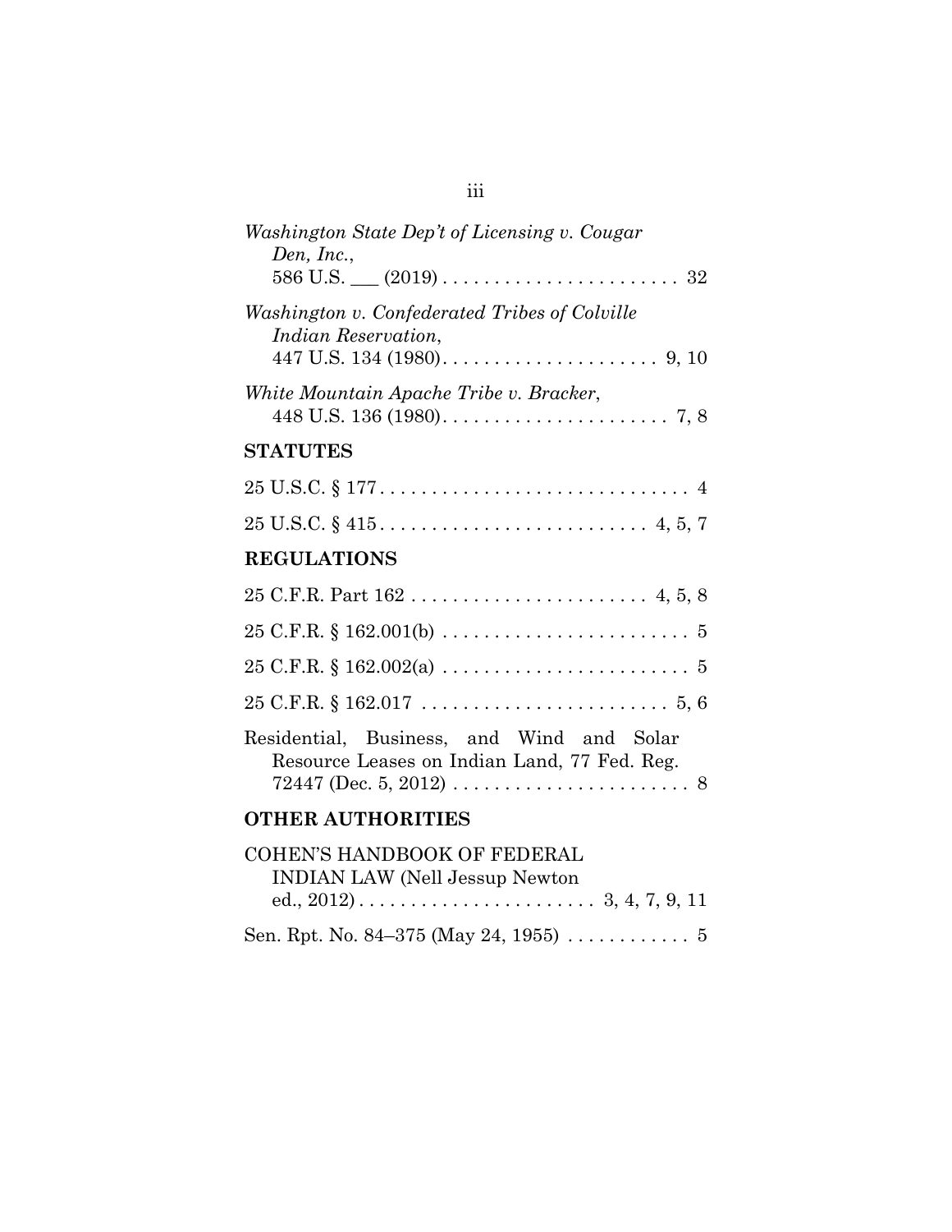*Washington State Dep't of Licensing v. Cougar Den, Inc.*,
586 U.S. ___ (2019) . . . . . . . . . . . . . . . . . . . . . . . 32

*Washington v. Confederated Tribes of Colville Indian Reservation*,
447 U.S. 134 (1980). . . . . . . . . . . . . . . . . . . . . 9, 10

*White Mountain Apache Tribe v. Bracker*,
448 U.S. 136 (1980). . . . . . . . . . . . . . . . . . . . . . 7, 8

**STATUTES**

25 U.S.C. § 177. . . . . . . . . . . . . . . . . . . . . . . . . . . . . . 4

25 U.S.C. § 415. . . . . . . . . . . . . . . . . . . . . . . . . . 4, 5, 7

**REGULATIONS**

25 C.F.R. Part 162 . . . . . . . . . . . . . . . . . . . . . . . 4, 5, 8

25 C.F.R. § 162.001(b) . . . . . . . . . . . . . . . . . . . . . . . . 5

25 C.F.R. § 162.002(a) . . . . . . . . . . . . . . . . . . . . . . . . 5

25 C.F.R. § 162.017 . . . . . . . . . . . . . . . . . . . . . . . . 5, 6

Residential, Business, and Wind and Solar Resource Leases on Indian Land, 77 Fed. Reg. 72447 (Dec. 5, 2012) . . . . . . . . . . . . . . . . . . . . . . . 8

**OTHER AUTHORITIES**

COHEN'S HANDBOOK OF FEDERAL INDIAN LAW (Nell Jessup Newton ed., 2012) . . . . . . . . . . . . . . . . . . . . . . . 3, 4, 7, 9, 11

Sen. Rpt. No. 84–375 (May 24, 1955) . . . . . . . . . . . . 5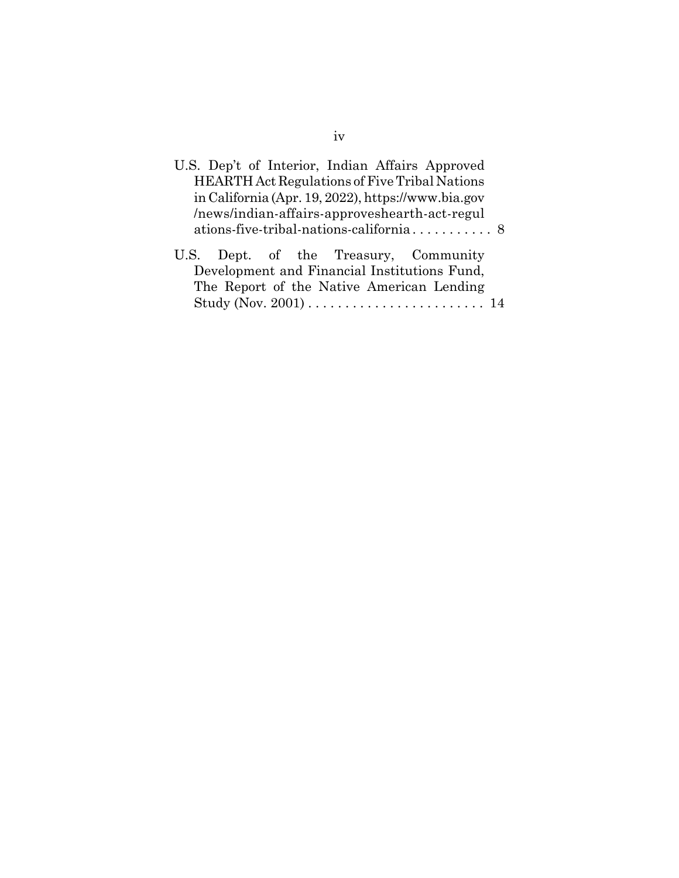U.S. Dep't of Interior, Indian Affairs Approved HEARTH Act Regulations of Five Tribal Nations in California (Apr. 19, 2022), https://www.bia.gov/news/indian-affairs-approveshearth-act-regulations-five-tribal-nations-california . . . . . . . . . . . 8

U.S. Dept. of the Treasury, Community Development and Financial Institutions Fund, The Report of the Native American Lending Study (Nov. 2001) . . . . . . . . . . . . . . . . . . . . . . . . 14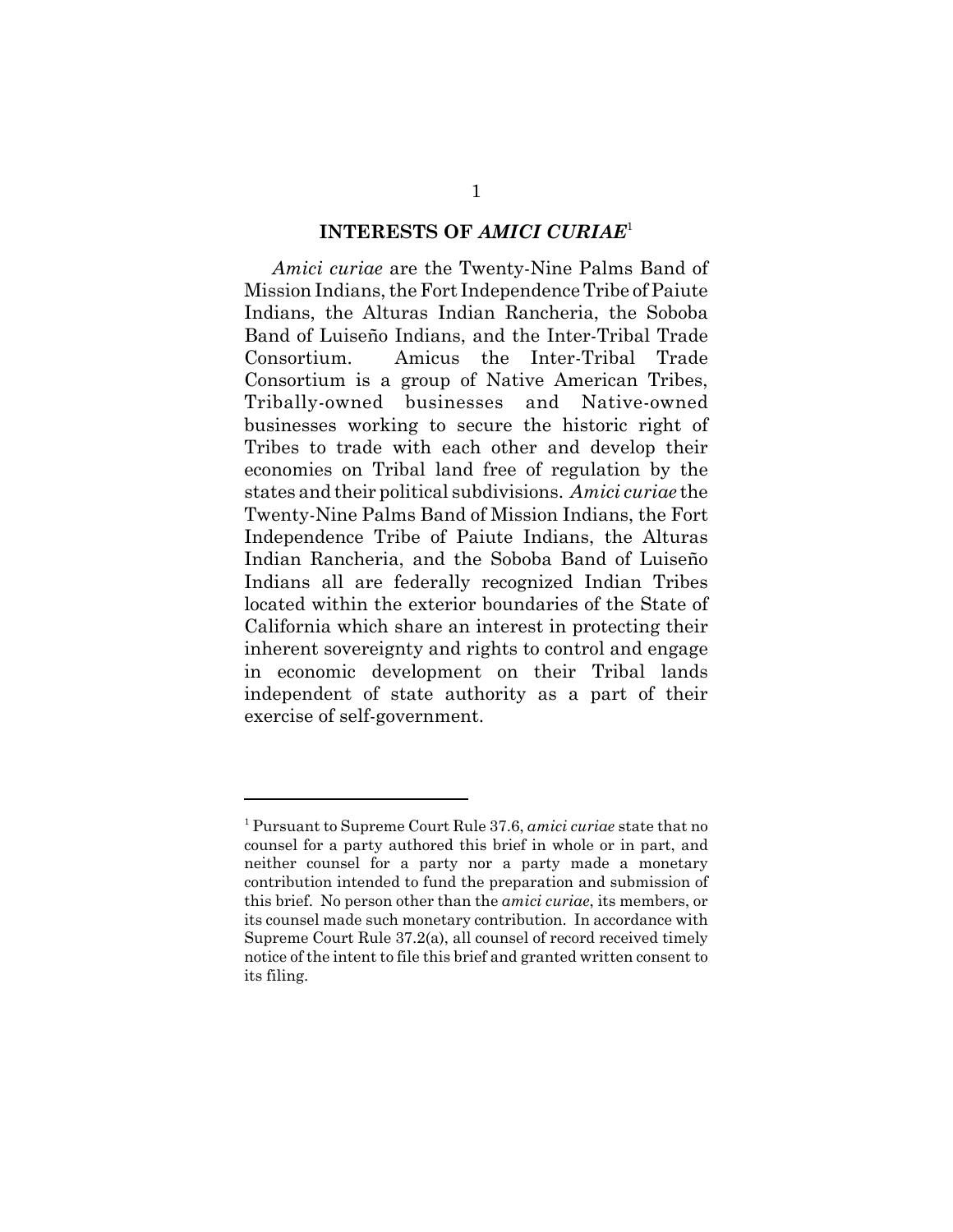## INTERESTS OF *AMICI CURIAE*[1]

*Amici curiae* are the Twenty-Nine Palms Band of Mission Indians, the Fort Independence Tribe of Paiute Indians, the Alturas Indian Rancheria, the Soboba Band of Luiseño Indians, and the Inter-Tribal Trade Consortium. Amicus the Inter-Tribal Trade Consortium is a group of Native American Tribes, Tribally-owned businesses and Native-owned businesses working to secure the historic right of Tribes to trade with each other and develop their economies on Tribal land free of regulation by the states and their political subdivisions. *Amici curiae* the Twenty-Nine Palms Band of Mission Indians, the Fort Independence Tribe of Paiute Indians, the Alturas Indian Rancheria, and the Soboba Band of Luiseño Indians all are federally recognized Indian Tribes located within the exterior boundaries of the State of California which share an interest in protecting their inherent sovereignty and rights to control and engage in economic development on their Tribal lands independent of state authority as a part of their exercise of self-government.

---

[1] Pursuant to Supreme Court Rule 37.6, *amici curiae* state that no counsel for a party authored this brief in whole or in part, and neither counsel for a party nor a party made a monetary contribution intended to fund the preparation and submission of this brief. No person other than the *amici curiae*, its members, or its counsel made such monetary contribution. In accordance with Supreme Court Rule 37.2(a), all counsel of record received timely notice of the intent to file this brief and granted written consent to its filing.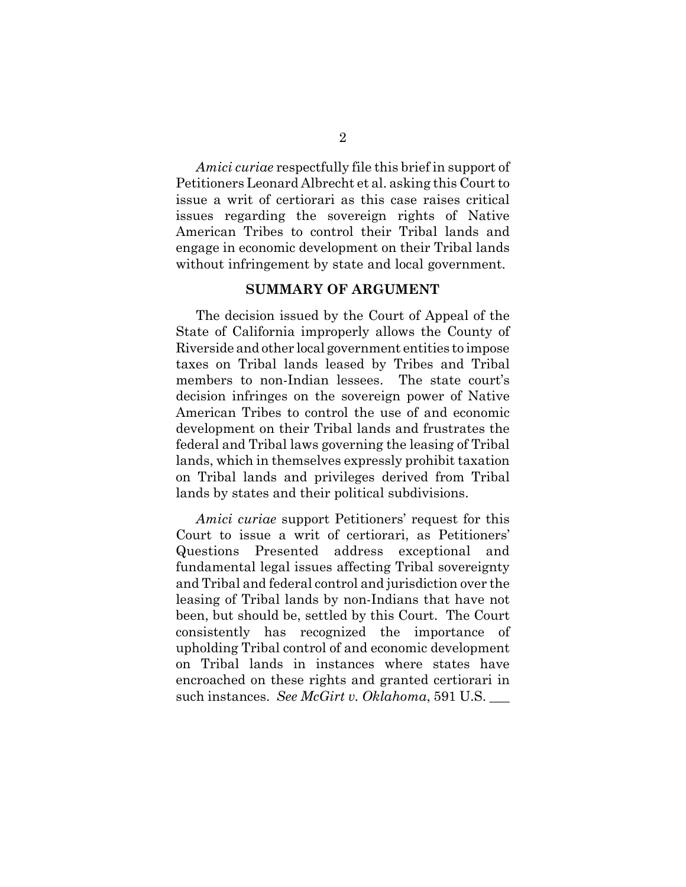*Amici curiae* respectfully file this brief in support of Petitioners Leonard Albrecht et al. asking this Court to issue a writ of certiorari as this case raises critical issues regarding the sovereign rights of Native American Tribes to control their Tribal lands and engage in economic development on their Tribal lands without infringement by state and local government.

## SUMMARY OF ARGUMENT

The decision issued by the Court of Appeal of the State of California improperly allows the County of Riverside and other local government entities to impose taxes on Tribal lands leased by Tribes and Tribal members to non-Indian lessees. The state court's decision infringes on the sovereign power of Native American Tribes to control the use of and economic development on their Tribal lands and frustrates the federal and Tribal laws governing the leasing of Tribal lands, which in themselves expressly prohibit taxation on Tribal lands and privileges derived from Tribal lands by states and their political subdivisions.

*Amici curiae* support Petitioners' request for this Court to issue a writ of certiorari, as Petitioners' Questions Presented address exceptional and fundamental legal issues affecting Tribal sovereignty and Tribal and federal control and jurisdiction over the leasing of Tribal lands by non-Indians that have not been, but should be, settled by this Court. The Court consistently has recognized the importance of upholding Tribal control of and economic development on Tribal lands in instances where states have encroached on these rights and granted certiorari in such instances. *See McGirt v. Oklahoma*, 591 U.S. ___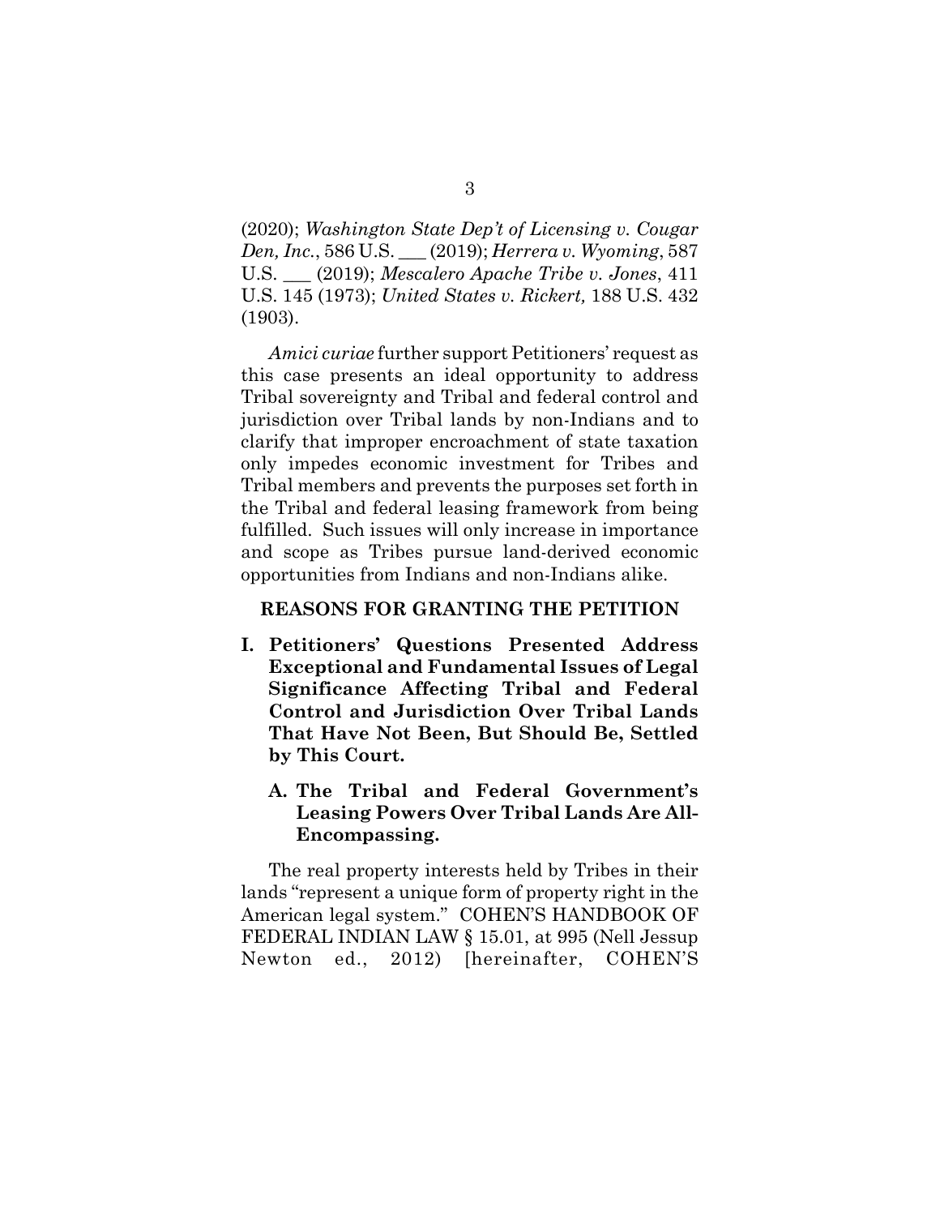(2020); *Washington State Dep't of Licensing v. Cougar Den, Inc.*, 586 U.S. ___ (2019); *Herrera v. Wyoming*, 587 U.S. ___ (2019); *Mescalero Apache Tribe v. Jones*, 411 U.S. 145 (1973); *United States v. Rickert,* 188 U.S. 432 (1903).

*Amici curiae* further support Petitioners' request as this case presents an ideal opportunity to address Tribal sovereignty and Tribal and federal control and jurisdiction over Tribal lands by non-Indians and to clarify that improper encroachment of state taxation only impedes economic investment for Tribes and Tribal members and prevents the purposes set forth in the Tribal and federal leasing framework from being fulfilled. Such issues will only increase in importance and scope as Tribes pursue land-derived economic opportunities from Indians and non-Indians alike.

## REASONS FOR GRANTING THE PETITION

### I. Petitioners' Questions Presented Address Exceptional and Fundamental Issues of Legal Significance Affecting Tribal and Federal Control and Jurisdiction Over Tribal Lands That Have Not Been, But Should Be, Settled by This Court.

#### A. The Tribal and Federal Government's Leasing Powers Over Tribal Lands Are All-Encompassing.

The real property interests held by Tribes in their lands "represent a unique form of property right in the American legal system." COHEN'S HANDBOOK OF FEDERAL INDIAN LAW § 15.01, at 995 (Nell Jessup Newton ed., 2012) [hereinafter, COHEN'S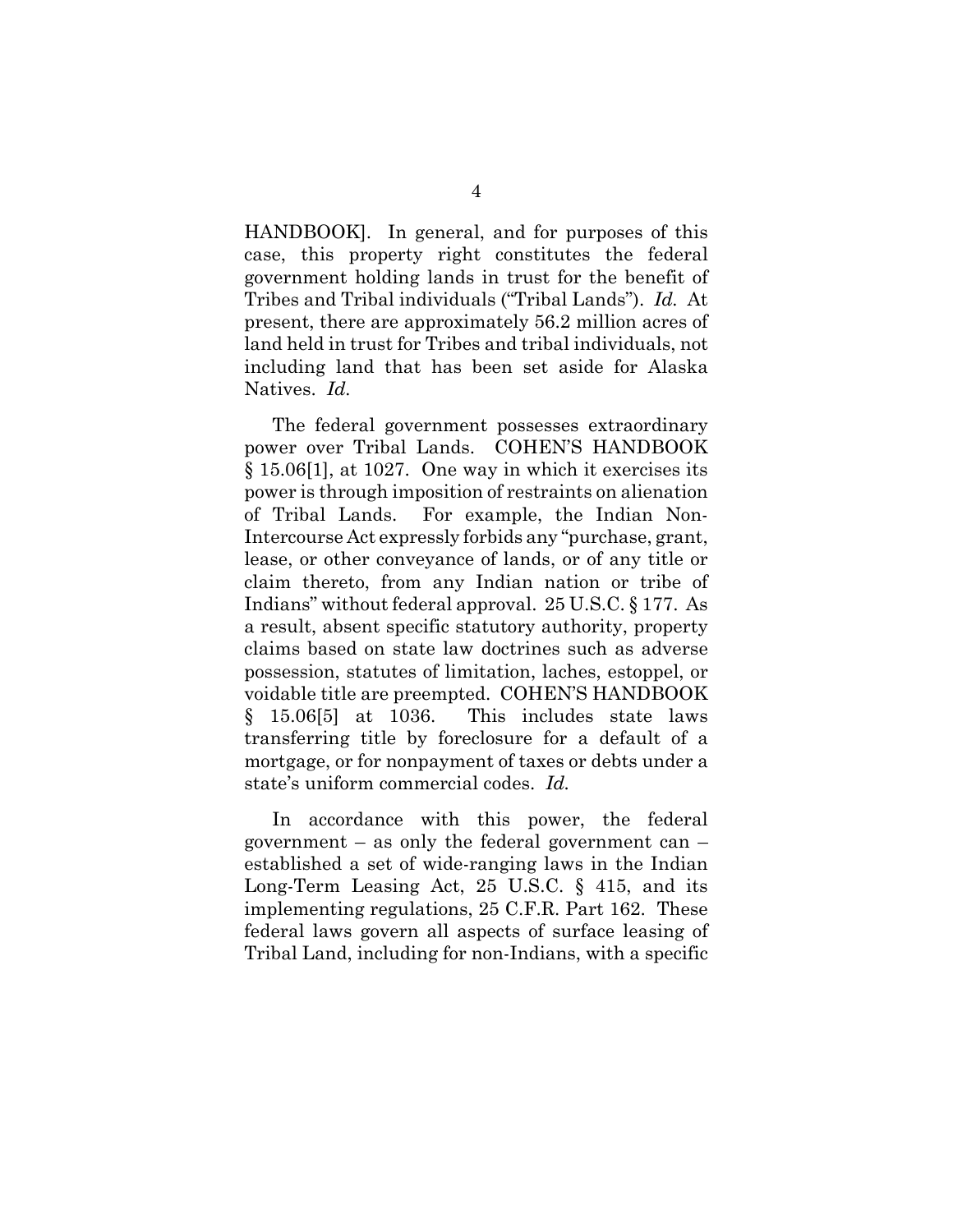HANDBOOK]. In general, and for purposes of this case, this property right constitutes the federal government holding lands in trust for the benefit of Tribes and Tribal individuals ("Tribal Lands"). *Id.* At present, there are approximately 56.2 million acres of land held in trust for Tribes and tribal individuals, not including land that has been set aside for Alaska Natives. *Id.*

The federal government possesses extraordinary power over Tribal Lands. COHEN'S HANDBOOK § 15.06[1], at 1027. One way in which it exercises its power is through imposition of restraints on alienation of Tribal Lands. For example, the Indian Non-Intercourse Act expressly forbids any "purchase, grant, lease, or other conveyance of lands, or of any title or claim thereto, from any Indian nation or tribe of Indians" without federal approval. 25 U.S.C. § 177. As a result, absent specific statutory authority, property claims based on state law doctrines such as adverse possession, statutes of limitation, laches, estoppel, or voidable title are preempted. COHEN'S HANDBOOK § 15.06[5] at 1036. This includes state laws transferring title by foreclosure for a default of a mortgage, or for nonpayment of taxes or debts under a state's uniform commercial codes. *Id.*

In accordance with this power, the federal government – as only the federal government can – established a set of wide-ranging laws in the Indian Long-Term Leasing Act, 25 U.S.C. § 415, and its implementing regulations, 25 C.F.R. Part 162. These federal laws govern all aspects of surface leasing of Tribal Land, including for non-Indians, with a specific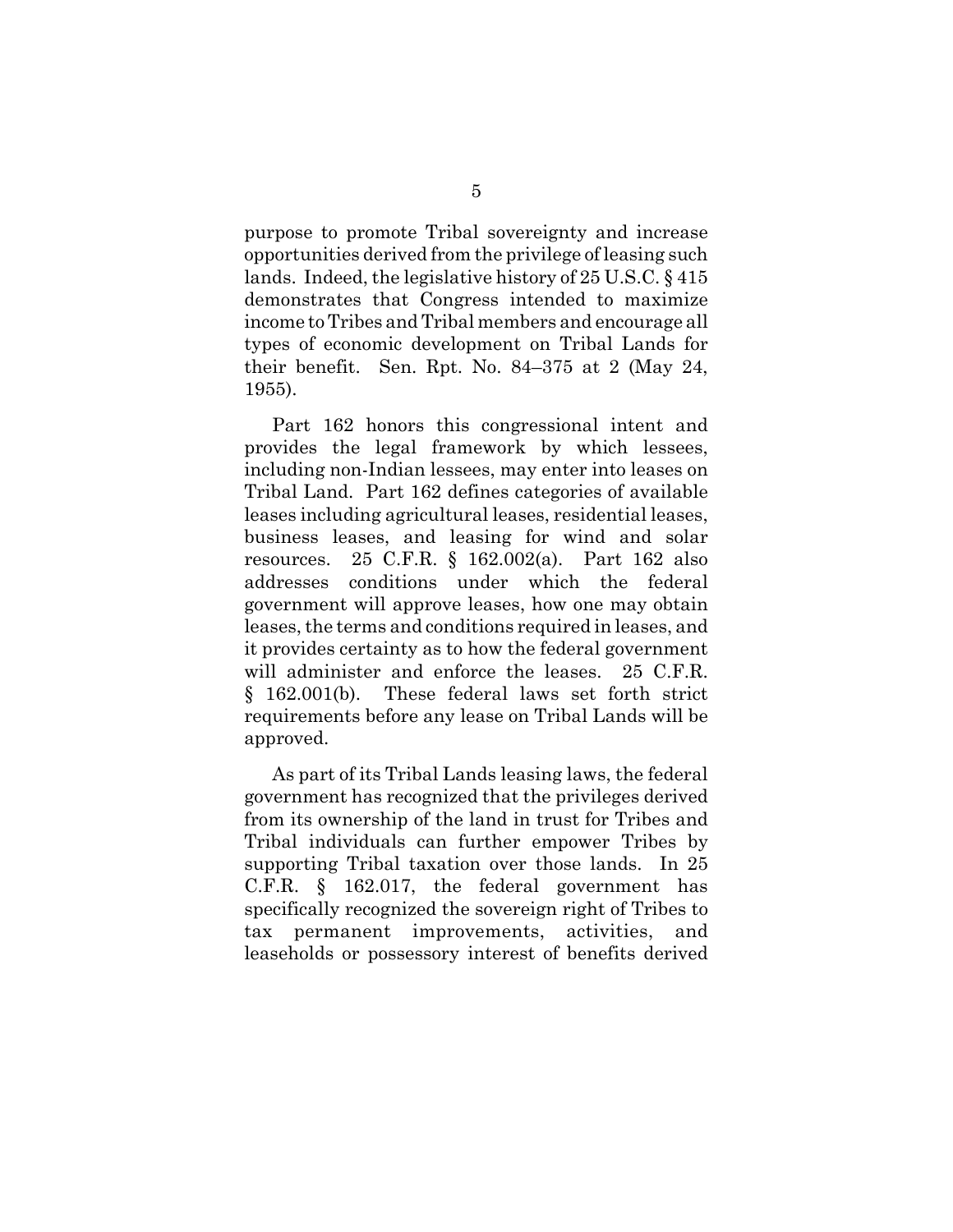purpose to promote Tribal sovereignty and increase opportunities derived from the privilege of leasing such lands. Indeed, the legislative history of 25 U.S.C. § 415 demonstrates that Congress intended to maximize income to Tribes and Tribal members and encourage all types of economic development on Tribal Lands for their benefit. Sen. Rpt. No. 84–375 at 2 (May 24, 1955).

Part 162 honors this congressional intent and provides the legal framework by which lessees, including non-Indian lessees, may enter into leases on Tribal Land. Part 162 defines categories of available leases including agricultural leases, residential leases, business leases, and leasing for wind and solar resources. 25 C.F.R. § 162.002(a). Part 162 also addresses conditions under which the federal government will approve leases, how one may obtain leases, the terms and conditions required in leases, and it provides certainty as to how the federal government will administer and enforce the leases. 25 C.F.R. § 162.001(b). These federal laws set forth strict requirements before any lease on Tribal Lands will be approved.

As part of its Tribal Lands leasing laws, the federal government has recognized that the privileges derived from its ownership of the land in trust for Tribes and Tribal individuals can further empower Tribes by supporting Tribal taxation over those lands. In 25 C.F.R. § 162.017, the federal government has specifically recognized the sovereign right of Tribes to tax permanent improvements, activities, and leaseholds or possessory interest of benefits derived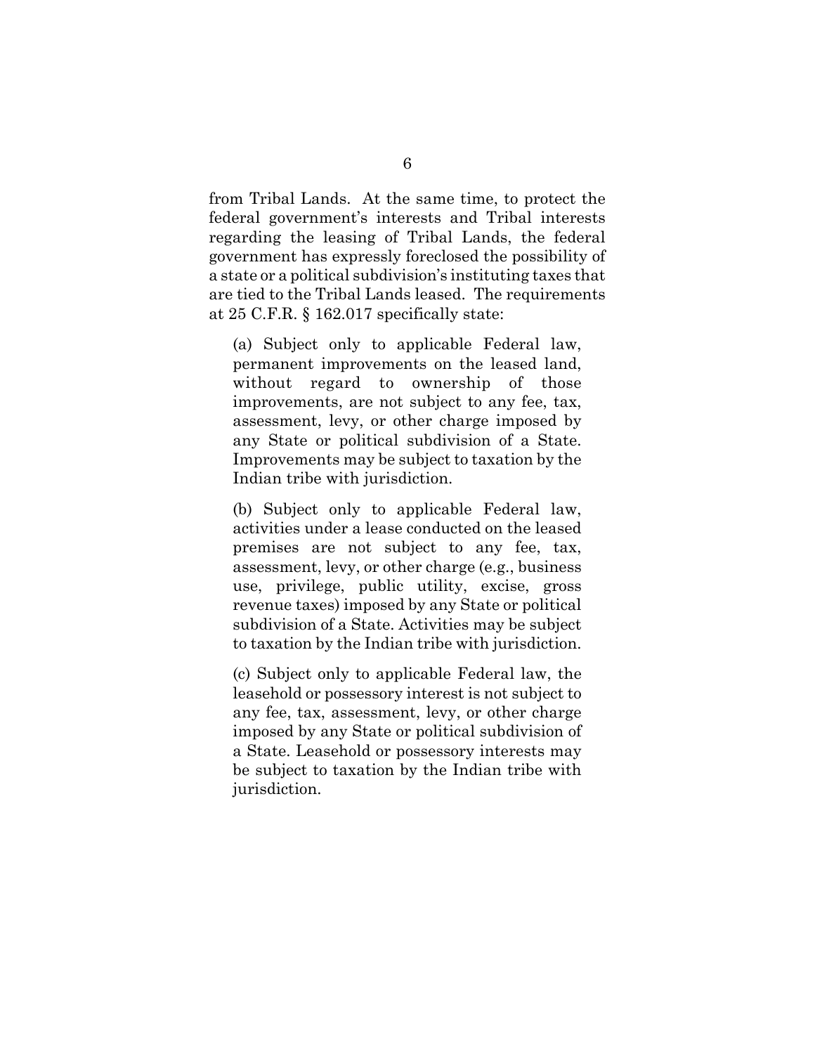from Tribal Lands. At the same time, to protect the federal government's interests and Tribal interests regarding the leasing of Tribal Lands, the federal government has expressly foreclosed the possibility of a state or a political subdivision's instituting taxes that are tied to the Tribal Lands leased. The requirements at 25 C.F.R. § 162.017 specifically state:

> (a) Subject only to applicable Federal law, permanent improvements on the leased land, without regard to ownership of those improvements, are not subject to any fee, tax, assessment, levy, or other charge imposed by any State or political subdivision of a State. Improvements may be subject to taxation by the Indian tribe with jurisdiction.
>
> (b) Subject only to applicable Federal law, activities under a lease conducted on the leased premises are not subject to any fee, tax, assessment, levy, or other charge (e.g., business use, privilege, public utility, excise, gross revenue taxes) imposed by any State or political subdivision of a State. Activities may be subject to taxation by the Indian tribe with jurisdiction.
>
> (c) Subject only to applicable Federal law, the leasehold or possessory interest is not subject to any fee, tax, assessment, levy, or other charge imposed by any State or political subdivision of a State. Leasehold or possessory interests may be subject to taxation by the Indian tribe with jurisdiction.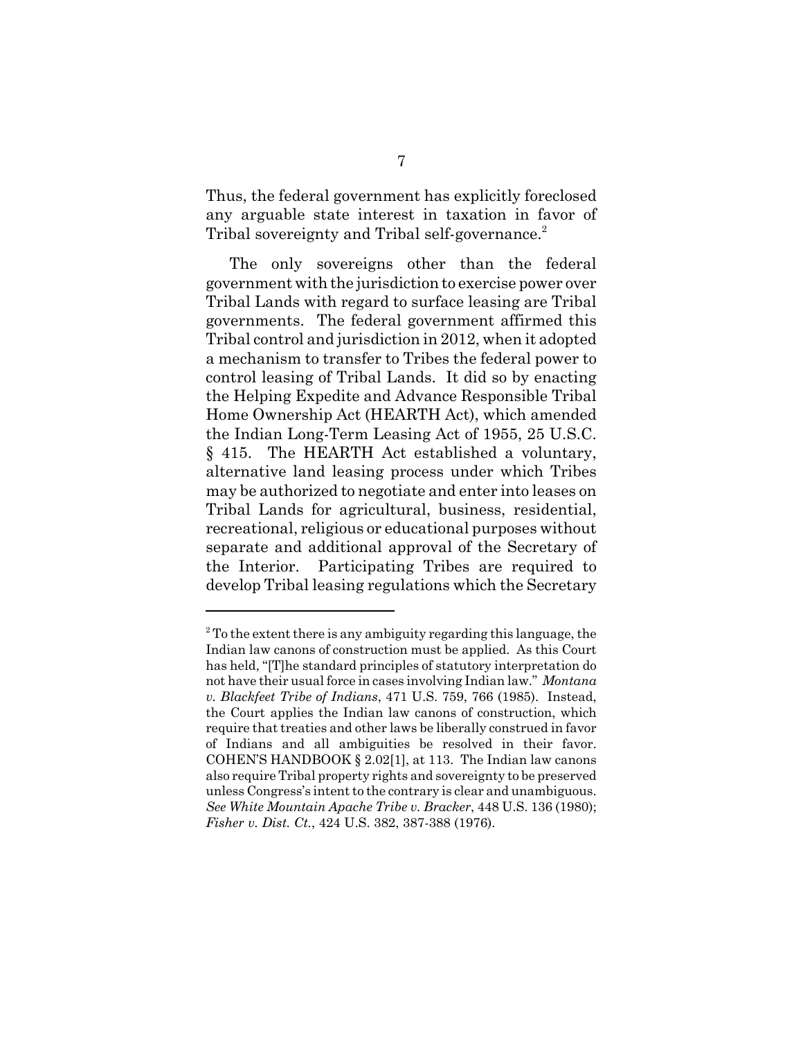Thus, the federal government has explicitly foreclosed any arguable state interest in taxation in favor of Tribal sovereignty and Tribal self-governance.[2]

The only sovereigns other than the federal government with the jurisdiction to exercise power over Tribal Lands with regard to surface leasing are Tribal governments. The federal government affirmed this Tribal control and jurisdiction in 2012, when it adopted a mechanism to transfer to Tribes the federal power to control leasing of Tribal Lands. It did so by enacting the Helping Expedite and Advance Responsible Tribal Home Ownership Act (HEARTH Act), which amended the Indian Long-Term Leasing Act of 1955, 25 U.S.C. § 415. The HEARTH Act established a voluntary, alternative land leasing process under which Tribes may be authorized to negotiate and enter into leases on Tribal Lands for agricultural, business, residential, recreational, religious or educational purposes without separate and additional approval of the Secretary of the Interior. Participating Tribes are required to develop Tribal leasing regulations which the Secretary

---

[2] To the extent there is any ambiguity regarding this language, the Indian law canons of construction must be applied. As this Court has held, "[T]he standard principles of statutory interpretation do not have their usual force in cases involving Indian law." *Montana v. Blackfeet Tribe of Indians*, 471 U.S. 759, 766 (1985). Instead, the Court applies the Indian law canons of construction, which require that treaties and other laws be liberally construed in favor of Indians and all ambiguities be resolved in their favor. COHEN'S HANDBOOK § 2.02[1], at 113. The Indian law canons also require Tribal property rights and sovereignty to be preserved unless Congress's intent to the contrary is clear and unambiguous. *See White Mountain Apache Tribe v. Bracker*, 448 U.S. 136 (1980); *Fisher v. Dist. Ct.*, 424 U.S. 382, 387-388 (1976).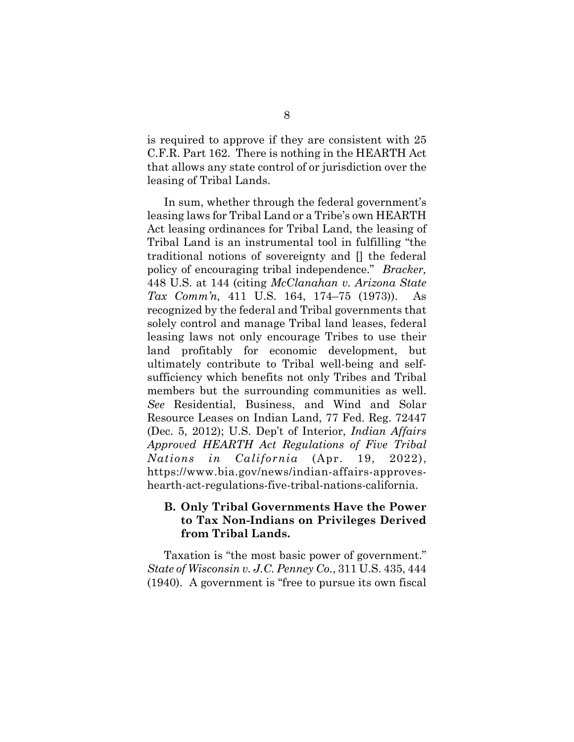is required to approve if they are consistent with 25 C.F.R. Part 162. There is nothing in the HEARTH Act that allows any state control of or jurisdiction over the leasing of Tribal Lands.

In sum, whether through the federal government's leasing laws for Tribal Land or a Tribe's own HEARTH Act leasing ordinances for Tribal Land, the leasing of Tribal Land is an instrumental tool in fulfilling "the traditional notions of sovereignty and [] the federal policy of encouraging tribal independence." *Bracker,* 448 U.S. at 144 (citing *McClanahan v. Arizona State Tax Comm'n,* 411 U.S. 164, 174–75 (1973)). As recognized by the federal and Tribal governments that solely control and manage Tribal land leases, federal leasing laws not only encourage Tribes to use their land profitably for economic development, but ultimately contribute to Tribal well-being and self-sufficiency which benefits not only Tribes and Tribal members but the surrounding communities as well. *See* Residential, Business, and Wind and Solar Resource Leases on Indian Land, 77 Fed. Reg. 72447 (Dec. 5, 2012); U.S. Dep't of Interior, *Indian Affairs Approved HEARTH Act Regulations of Five Tribal Nations in California* (Apr. 19, 2022), https://www.bia.gov/news/indian-affairs-approves-hearth-act-regulations-five-tribal-nations-california.

### B. Only Tribal Governments Have the Power to Tax Non-Indians on Privileges Derived from Tribal Lands.

Taxation is "the most basic power of government." *State of Wisconsin v. J.C. Penney Co.*, 311 U.S. 435, 444 (1940). A government is "free to pursue its own fiscal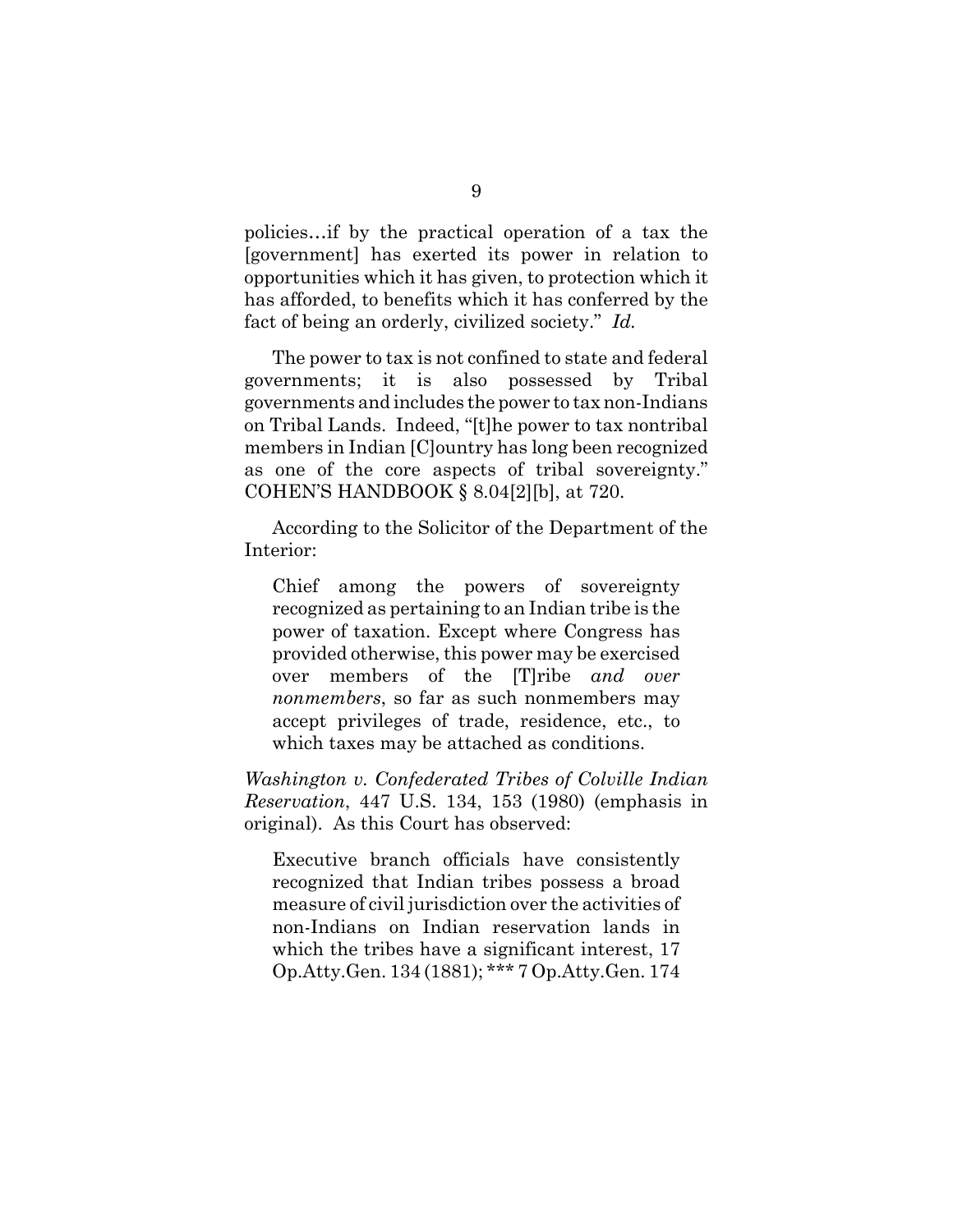policies…if by the practical operation of a tax the [government] has exerted its power in relation to opportunities which it has given, to protection which it has afforded, to benefits which it has conferred by the fact of being an orderly, civilized society." *Id.*

The power to tax is not confined to state and federal governments; it is also possessed by Tribal governments and includes the power to tax non-Indians on Tribal Lands. Indeed, "[t]he power to tax nontribal members in Indian [C]ountry has long been recognized as one of the core aspects of tribal sovereignty." COHEN'S HANDBOOK § 8.04[2][b], at 720.

According to the Solicitor of the Department of the Interior:

> Chief among the powers of sovereignty recognized as pertaining to an Indian tribe is the power of taxation. Except where Congress has provided otherwise, this power may be exercised over members of the [T]ribe *and over nonmembers*, so far as such nonmembers may accept privileges of trade, residence, etc., to which taxes may be attached as conditions.

*Washington v. Confederated Tribes of Colville Indian Reservation*, 447 U.S. 134, 153 (1980) (emphasis in original). As this Court has observed:

> Executive branch officials have consistently recognized that Indian tribes possess a broad measure of civil jurisdiction over the activities of non-Indians on Indian reservation lands in which the tribes have a significant interest, 17 Op.Atty.Gen. 134 (1881); *** 7 Op.Atty.Gen. 174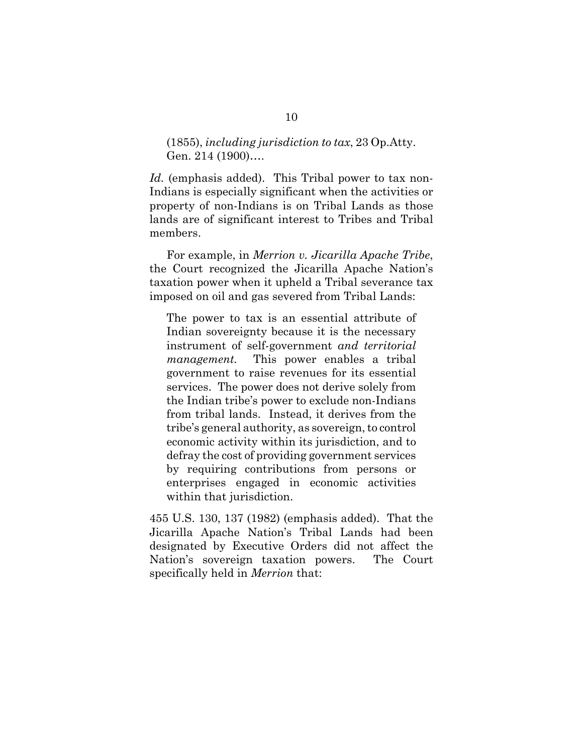> (1855), *including jurisdiction to tax*, 23 Op.Atty. Gen. 214 (1900)….

*Id.* (emphasis added). This Tribal power to tax non-Indians is especially significant when the activities or property of non-Indians is on Tribal Lands as those lands are of significant interest to Tribes and Tribal members.

For example, in *Merrion v. Jicarilla Apache Tribe*, the Court recognized the Jicarilla Apache Nation's taxation power when it upheld a Tribal severance tax imposed on oil and gas severed from Tribal Lands:

> The power to tax is an essential attribute of Indian sovereignty because it is the necessary instrument of self-government *and territorial management.* This power enables a tribal government to raise revenues for its essential services. The power does not derive solely from the Indian tribe's power to exclude non-Indians from tribal lands. Instead, it derives from the tribe's general authority, as sovereign, to control economic activity within its jurisdiction, and to defray the cost of providing government services by requiring contributions from persons or enterprises engaged in economic activities within that jurisdiction.

455 U.S. 130, 137 (1982) (emphasis added). That the Jicarilla Apache Nation's Tribal Lands had been designated by Executive Orders did not affect the Nation's sovereign taxation powers. The Court specifically held in *Merrion* that: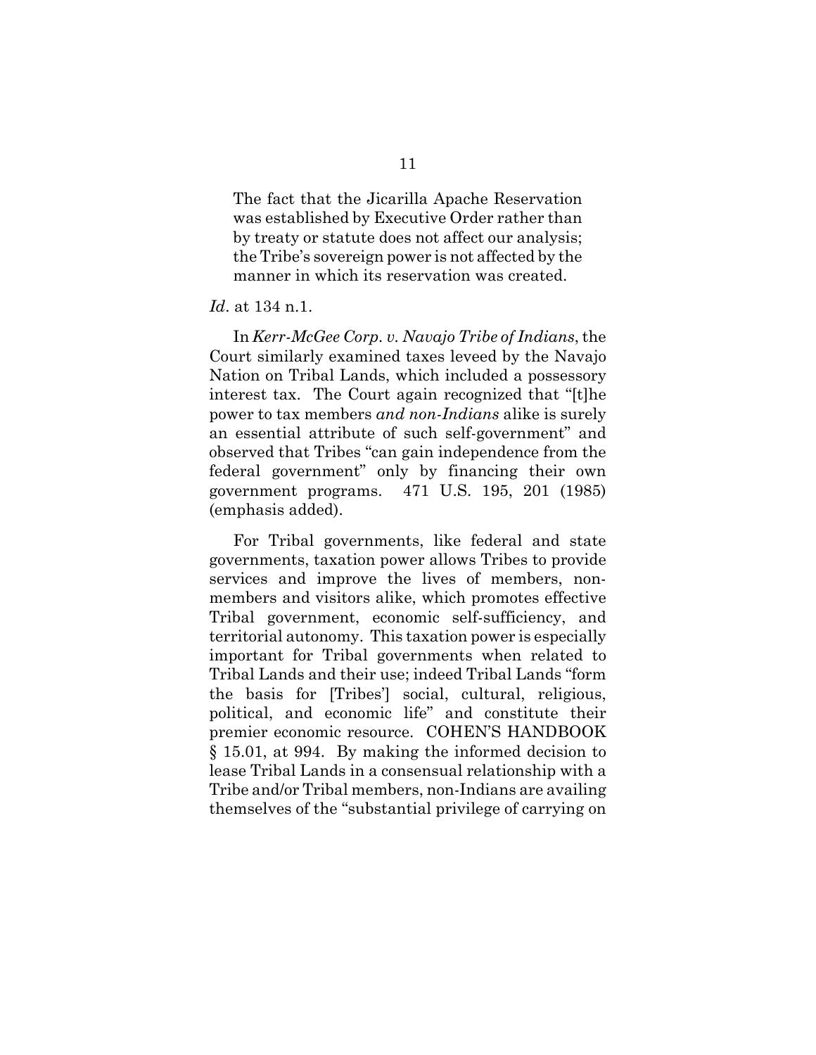> The fact that the Jicarilla Apache Reservation was established by Executive Order rather than by treaty or statute does not affect our analysis; the Tribe's sovereign power is not affected by the manner in which its reservation was created.

*Id*. at 134 n.1.

In *Kerr-McGee Corp. v. Navajo Tribe of Indians*, the Court similarly examined taxes leveed by the Navajo Nation on Tribal Lands, which included a possessory interest tax. The Court again recognized that "[t]he power to tax members *and non-Indians* alike is surely an essential attribute of such self-government" and observed that Tribes "can gain independence from the federal government" only by financing their own government programs. 471 U.S. 195, 201 (1985) (emphasis added).

For Tribal governments, like federal and state governments, taxation power allows Tribes to provide services and improve the lives of members, non-members and visitors alike, which promotes effective Tribal government, economic self-sufficiency, and territorial autonomy. This taxation power is especially important for Tribal governments when related to Tribal Lands and their use; indeed Tribal Lands "form the basis for [Tribes'] social, cultural, religious, political, and economic life" and constitute their premier economic resource. COHEN'S HANDBOOK § 15.01, at 994. By making the informed decision to lease Tribal Lands in a consensual relationship with a Tribe and/or Tribal members, non-Indians are availing themselves of the "substantial privilege of carrying on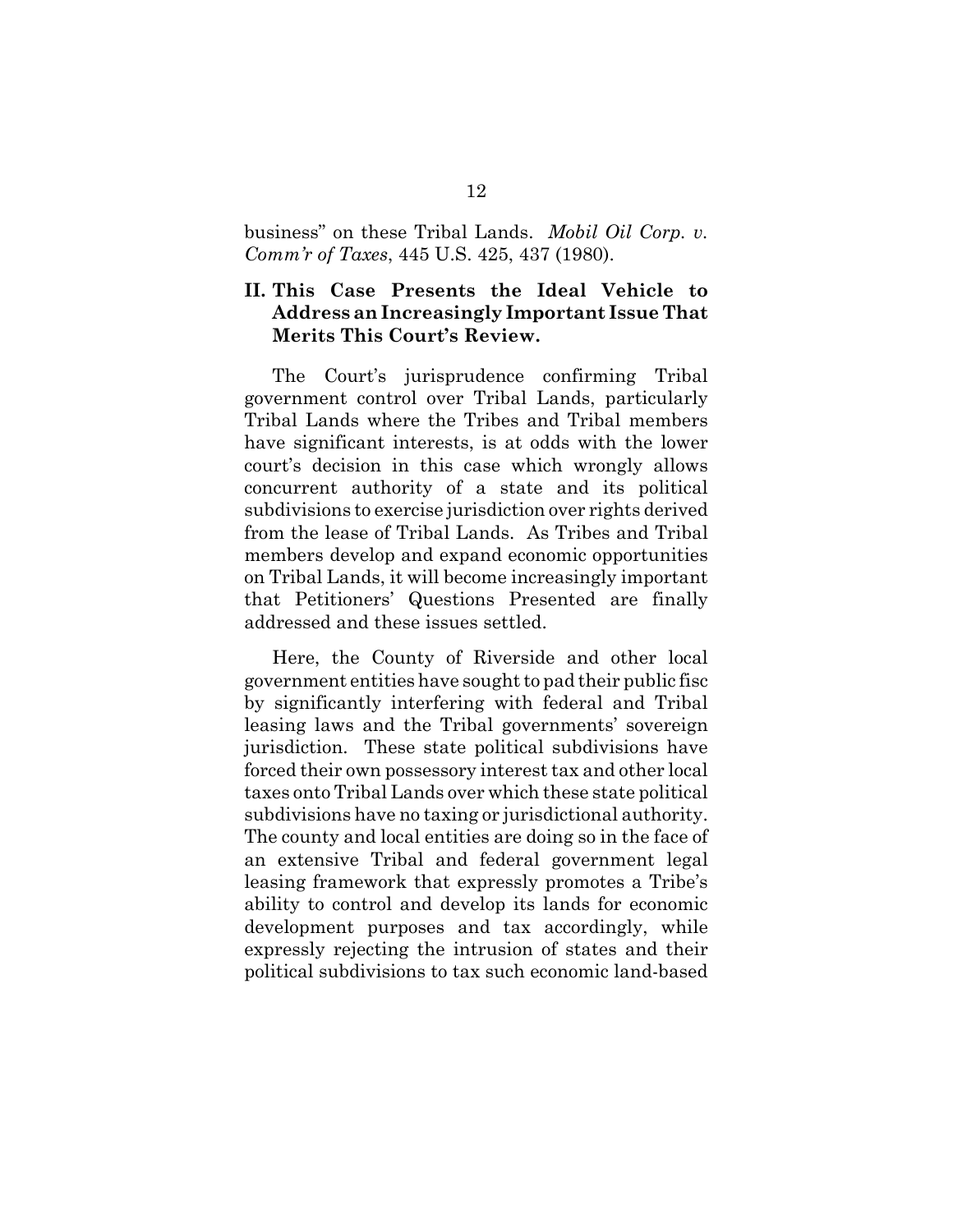business" on these Tribal Lands. *Mobil Oil Corp. v. Comm'r of Taxes*, 445 U.S. 425, 437 (1980).

## II. This Case Presents the Ideal Vehicle to Address an Increasingly Important Issue That Merits This Court's Review.

The Court's jurisprudence confirming Tribal government control over Tribal Lands, particularly Tribal Lands where the Tribes and Tribal members have significant interests, is at odds with the lower court's decision in this case which wrongly allows concurrent authority of a state and its political subdivisions to exercise jurisdiction over rights derived from the lease of Tribal Lands. As Tribes and Tribal members develop and expand economic opportunities on Tribal Lands, it will become increasingly important that Petitioners' Questions Presented are finally addressed and these issues settled.

Here, the County of Riverside and other local government entities have sought to pad their public fisc by significantly interfering with federal and Tribal leasing laws and the Tribal governments' sovereign jurisdiction. These state political subdivisions have forced their own possessory interest tax and other local taxes onto Tribal Lands over which these state political subdivisions have no taxing or jurisdictional authority. The county and local entities are doing so in the face of an extensive Tribal and federal government legal leasing framework that expressly promotes a Tribe's ability to control and develop its lands for economic development purposes and tax accordingly, while expressly rejecting the intrusion of states and their political subdivisions to tax such economic land-based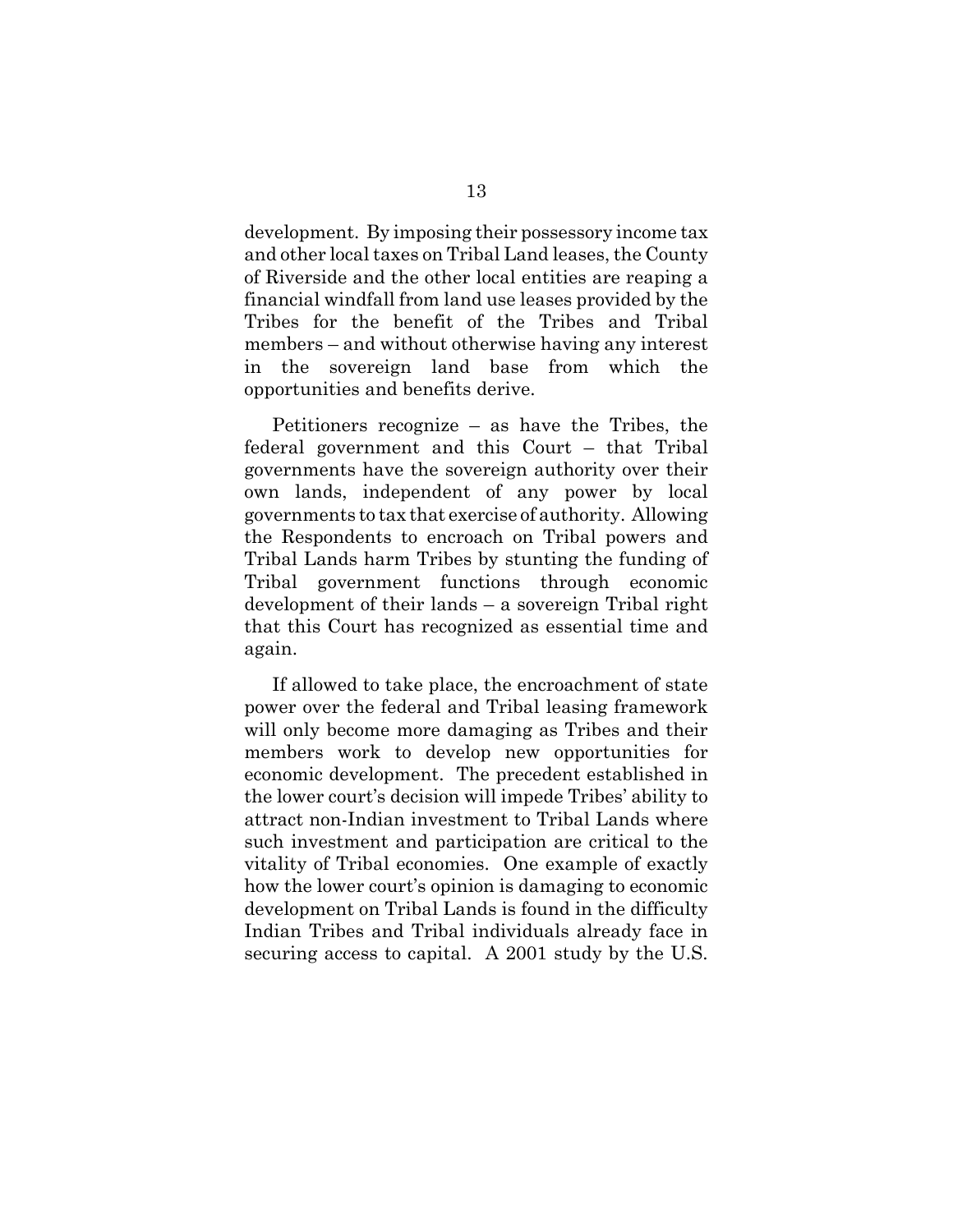development. By imposing their possessory income tax and other local taxes on Tribal Land leases, the County of Riverside and the other local entities are reaping a financial windfall from land use leases provided by the Tribes for the benefit of the Tribes and Tribal members – and without otherwise having any interest in the sovereign land base from which the opportunities and benefits derive.

Petitioners recognize – as have the Tribes, the federal government and this Court – that Tribal governments have the sovereign authority over their own lands, independent of any power by local governments to tax that exercise of authority. Allowing the Respondents to encroach on Tribal powers and Tribal Lands harm Tribes by stunting the funding of Tribal government functions through economic development of their lands – a sovereign Tribal right that this Court has recognized as essential time and again.

If allowed to take place, the encroachment of state power over the federal and Tribal leasing framework will only become more damaging as Tribes and their members work to develop new opportunities for economic development. The precedent established in the lower court's decision will impede Tribes' ability to attract non-Indian investment to Tribal Lands where such investment and participation are critical to the vitality of Tribal economies. One example of exactly how the lower court's opinion is damaging to economic development on Tribal Lands is found in the difficulty Indian Tribes and Tribal individuals already face in securing access to capital. A 2001 study by the U.S.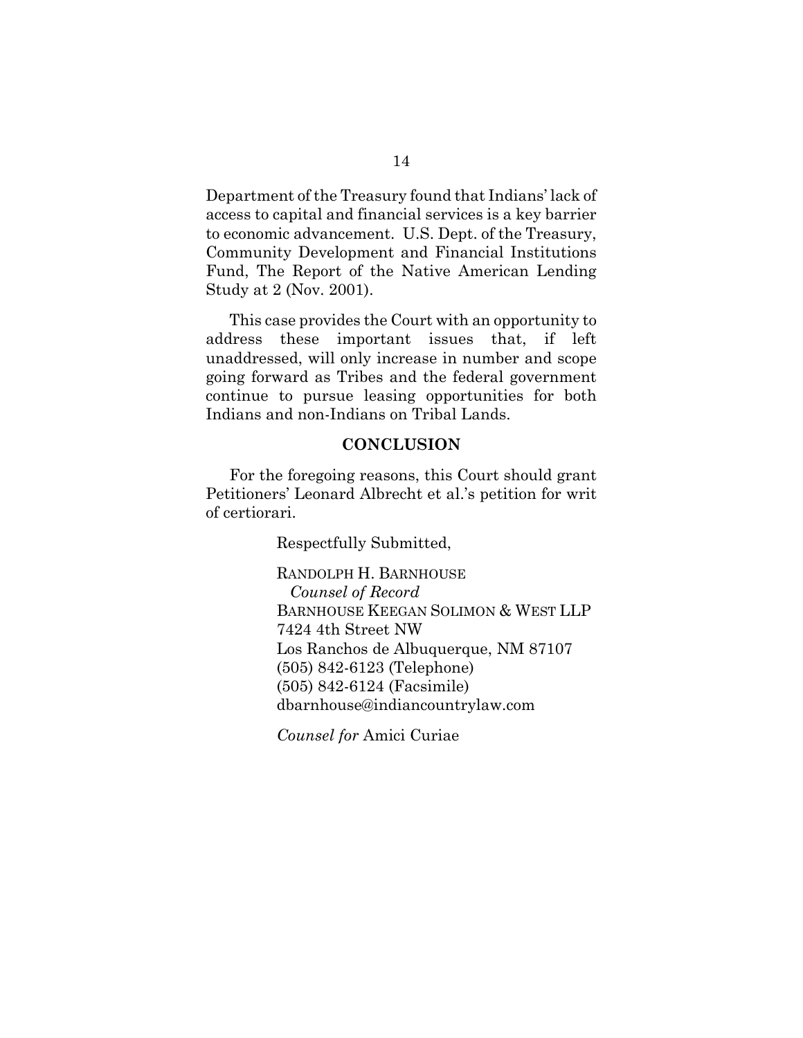Department of the Treasury found that Indians' lack of access to capital and financial services is a key barrier to economic advancement. U.S. Dept. of the Treasury, Community Development and Financial Institutions Fund, The Report of the Native American Lending Study at 2 (Nov. 2001).

This case provides the Court with an opportunity to address these important issues that, if left unaddressed, will only increase in number and scope going forward as Tribes and the federal government continue to pursue leasing opportunities for both Indians and non-Indians on Tribal Lands.

## CONCLUSION

For the foregoing reasons, this Court should grant Petitioners' Leonard Albrecht et al.'s petition for writ of certiorari.

Respectfully Submitted,

RANDOLPH H. BARNHOUSE
*Counsel of Record*
BARNHOUSE KEEGAN SOLIMON & WEST LLP
7424 4th Street NW
Los Ranchos de Albuquerque, NM 87107
(505) 842-6123 (Telephone)
(505) 842-6124 (Facsimile)
dbarnhouse@indiancountrylaw.com

*Counsel for* Amici Curiae